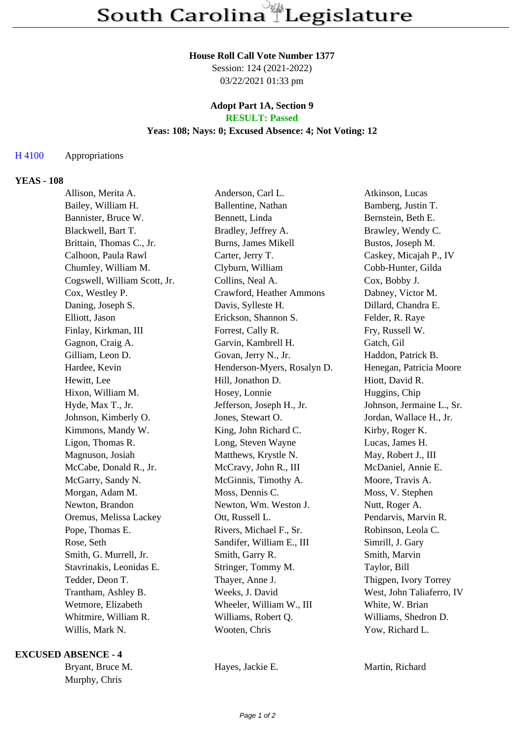# South Carolina Legislature

**House Roll Call Vote Number 1377**
Session: 124 (2021-2022)
03/22/2021 01:33 pm

**Adopt Part 1A, Section 9**
**RESULT: Passed**
**Yeas: 108; Nays: 0; Excused Absence: 4; Not Voting: 12**

H 4100 Appropriations

## YEAS - 108

| | | |
|---|---|---|
| Allison, Merita A. | Anderson, Carl L. | Atkinson, Lucas |
| Bailey, William H. | Ballentine, Nathan | Bamberg, Justin T. |
| Bannister, Bruce W. | Bennett, Linda | Bernstein, Beth E. |
| Blackwell, Bart T. | Bradley, Jeffrey A. | Brawley, Wendy C. |
| Brittain, Thomas C., Jr. | Burns, James Mikell | Bustos, Joseph M. |
| Calhoon, Paula Rawl | Carter, Jerry T. | Caskey, Micajah P., IV |
| Chumley, William M. | Clyburn, William | Cobb-Hunter, Gilda |
| Cogswell, William Scott, Jr. | Collins, Neal A. | Cox, Bobby J. |
| Cox, Westley P. | Crawford, Heather Ammons | Dabney, Victor M. |
| Daning, Joseph S. | Davis, Sylleste H. | Dillard, Chandra E. |
| Elliott, Jason | Erickson, Shannon S. | Felder, R. Raye |
| Finlay, Kirkman, III | Forrest, Cally R. | Fry, Russell W. |
| Gagnon, Craig A. | Garvin, Kambrell H. | Gatch, Gil |
| Gilliam, Leon D. | Govan, Jerry N., Jr. | Haddon, Patrick B. |
| Hardee, Kevin | Henderson-Myers, Rosalyn D. | Henegan, Patricia Moore |
| Hewitt, Lee | Hill, Jonathon D. | Hiott, David R. |
| Hixon, William M. | Hosey, Lonnie | Huggins, Chip |
| Hyde, Max T., Jr. | Jefferson, Joseph H., Jr. | Johnson, Jermaine L., Sr. |
| Johnson, Kimberly O. | Jones, Stewart O. | Jordan, Wallace H., Jr. |
| Kimmons, Mandy W. | King, John Richard C. | Kirby, Roger K. |
| Ligon, Thomas R. | Long, Steven Wayne | Lucas, James H. |
| Magnuson, Josiah | Matthews, Krystle N. | May, Robert J., III |
| McCabe, Donald R., Jr. | McCravy, John R., III | McDaniel, Annie E. |
| McGarry, Sandy N. | McGinnis, Timothy A. | Moore, Travis A. |
| Morgan, Adam M. | Moss, Dennis C. | Moss, V. Stephen |
| Newton, Brandon | Newton, Wm. Weston J. | Nutt, Roger A. |
| Oremus, Melissa Lackey | Ott, Russell L. | Pendarvis, Marvin R. |
| Pope, Thomas E. | Rivers, Michael F., Sr. | Robinson, Leola C. |
| Rose, Seth | Sandifer, William E., III | Simrill, J. Gary |
| Smith, G. Murrell, Jr. | Smith, Garry R. | Smith, Marvin |
| Stavrinakis, Leonidas E. | Stringer, Tommy M. | Taylor, Bill |
| Tedder, Deon T. | Thayer, Anne J. | Thigpen, Ivory Torrey |
| Trantham, Ashley B. | Weeks, J. David | West, John Taliaferro, IV |
| Wetmore, Elizabeth | Wheeler, William W., III | White, W. Brian |
| Whitmire, William R. | Williams, Robert Q. | Williams, Shedron D. |
| Willis, Mark N. | Wooten, Chris | Yow, Richard L. |

## EXCUSED ABSENCE - 4

| | | |
|---|---|---|
| Bryant, Bruce M. | Hayes, Jackie E. | Martin, Richard |
| Murphy, Chris | | |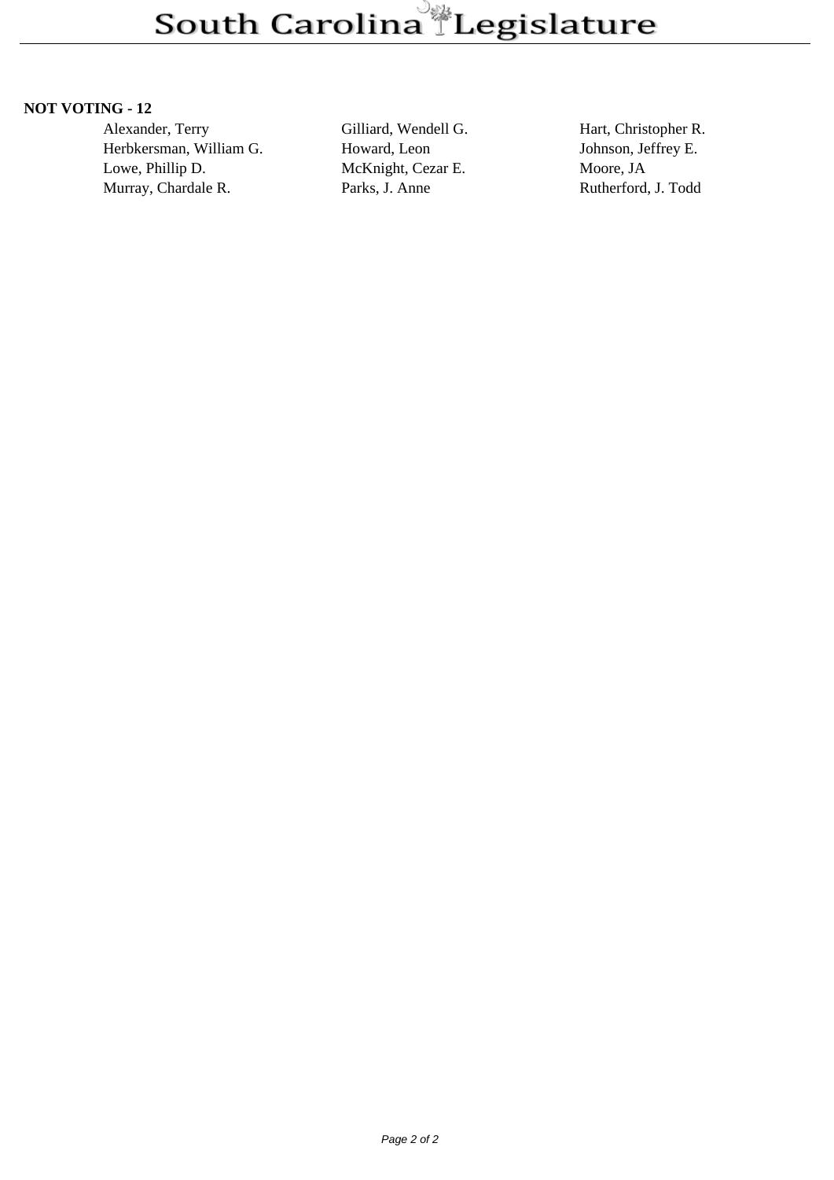**NOT VOTING - 12**

| | | |
|---|---|---|
| Alexander, Terry | Gilliard, Wendell G. | Hart, Christopher R. |
| Herbkersman, William G. | Howard, Leon | Johnson, Jeffrey E. |
| Lowe, Phillip D. | McKnight, Cezar E. | Moore, JA |
| Murray, Chardale R. | Parks, J. Anne | Rutherford, J. Todd |